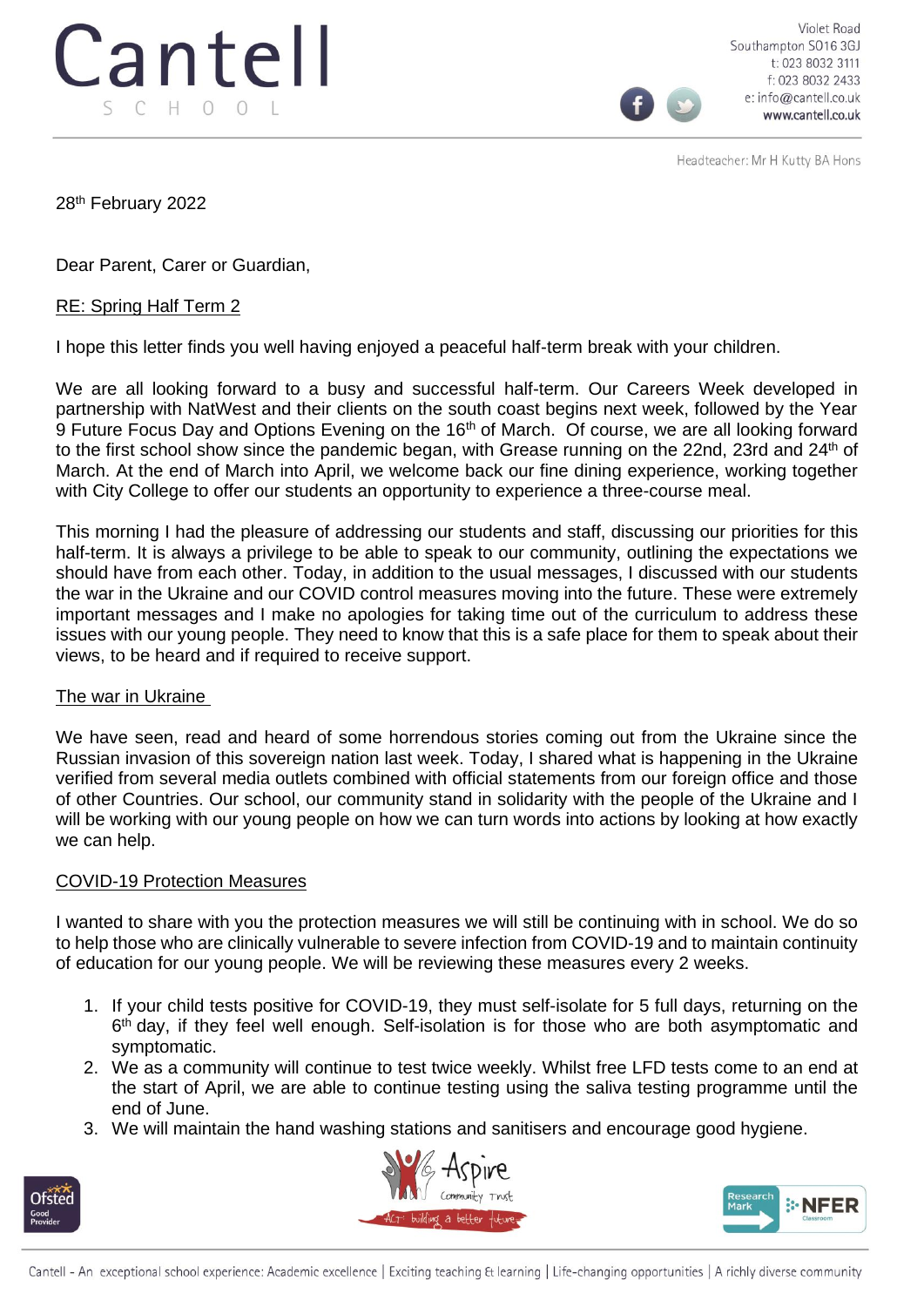# Cantell School

Violet Road
Southampton SO16 3GJ
t: 023 8032 3111
f: 023 8032 2433
e: info@cantell.co.uk
www.cantell.co.uk

Headteacher: Mr H Kutty BA Hons

28th February 2022

Dear Parent, Carer or Guardian,

RE: Spring Half Term 2

I hope this letter finds you well having enjoyed a peaceful half-term break with your children.

We are all looking forward to a busy and successful half-term. Our Careers Week developed in partnership with NatWest and their clients on the south coast begins next week, followed by the Year 9 Future Focus Day and Options Evening on the 16th of March. Of course, we are all looking forward to the first school show since the pandemic began, with Grease running on the 22nd, 23rd and 24th of March. At the end of March into April, we welcome back our fine dining experience, working together with City College to offer our students an opportunity to experience a three-course meal.

This morning I had the pleasure of addressing our students and staff, discussing our priorities for this half-term. It is always a privilege to be able to speak to our community, outlining the expectations we should have from each other. Today, in addition to the usual messages, I discussed with our students the war in the Ukraine and our COVID control measures moving into the future. These were extremely important messages and I make no apologies for taking time out of the curriculum to address these issues with our young people. They need to know that this is a safe place for them to speak about their views, to be heard and if required to receive support.

## The war in Ukraine

We have seen, read and heard of some horrendous stories coming out from the Ukraine since the Russian invasion of this sovereign nation last week. Today, I shared what is happening in the Ukraine verified from several media outlets combined with official statements from our foreign office and those of other Countries. Our school, our community stand in solidarity with the people of the Ukraine and I will be working with our young people on how we can turn words into actions by looking at how exactly we can help.

## COVID-19 Protection Measures

I wanted to share with you the protection measures we will still be continuing with in school. We do so to help those who are clinically vulnerable to severe infection from COVID-19 and to maintain continuity of education for our young people. We will be reviewing these measures every 2 weeks.

1. If your child tests positive for COVID-19, they must self-isolate for 5 full days, returning on the 6th day, if they feel well enough. Self-isolation is for those who are both asymptomatic and symptomatic.
2. We as a community will continue to test twice weekly. Whilst free LFD tests come to an end at the start of April, we are able to continue testing using the saliva testing programme until the end of June.
3. We will maintain the hand washing stations and sanitisers and encourage good hygiene.

Cantell - An exceptional school experience: Academic excellence | Exciting teaching & learning | Life-changing opportunities | A richly diverse community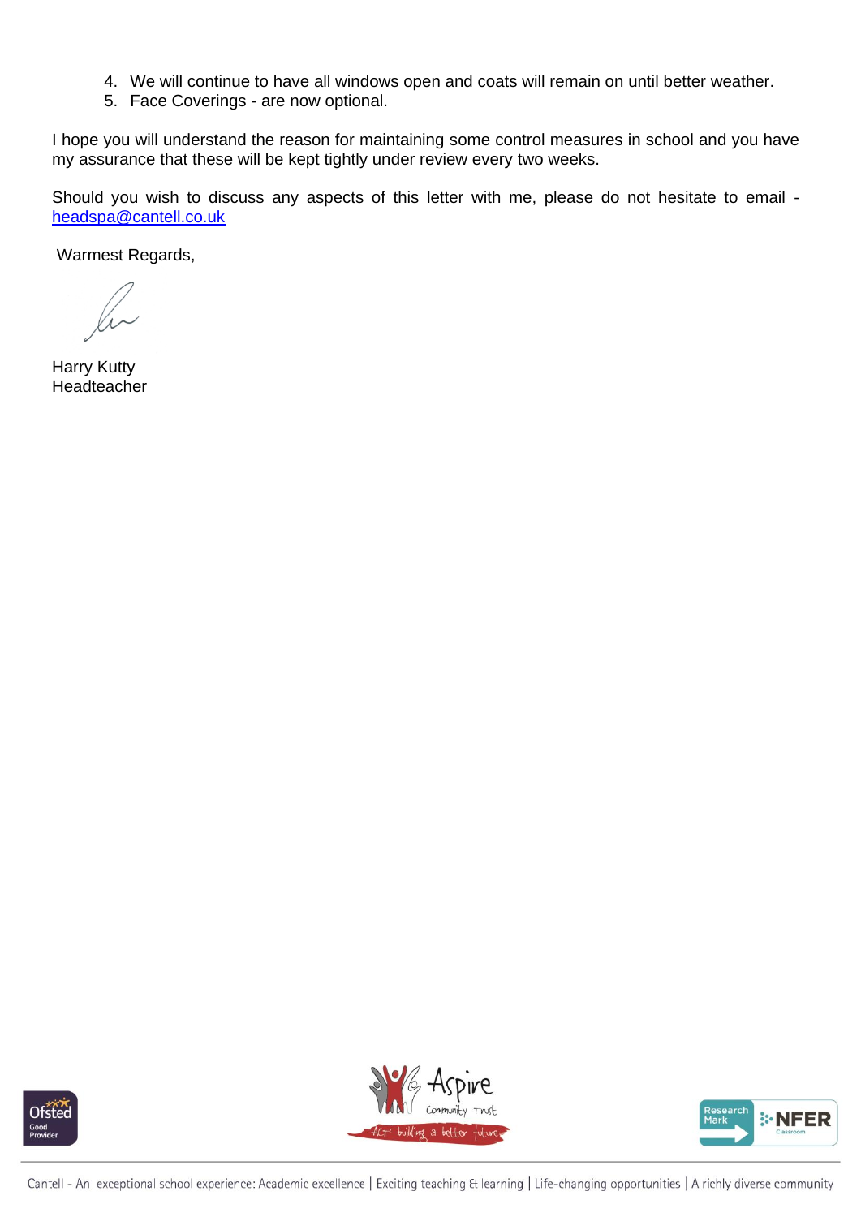4. We will continue to have all windows open and coats will remain on until better weather.
5. Face Coverings - are now optional.

I hope you will understand the reason for maintaining some control measures in school and you have my assurance that these will be kept tightly under review every two weeks.

Should you wish to discuss any aspects of this letter with me, please do not hesitate to email - headspa@cantell.co.uk

Warmest Regards,

Harry Kutty
Headteacher